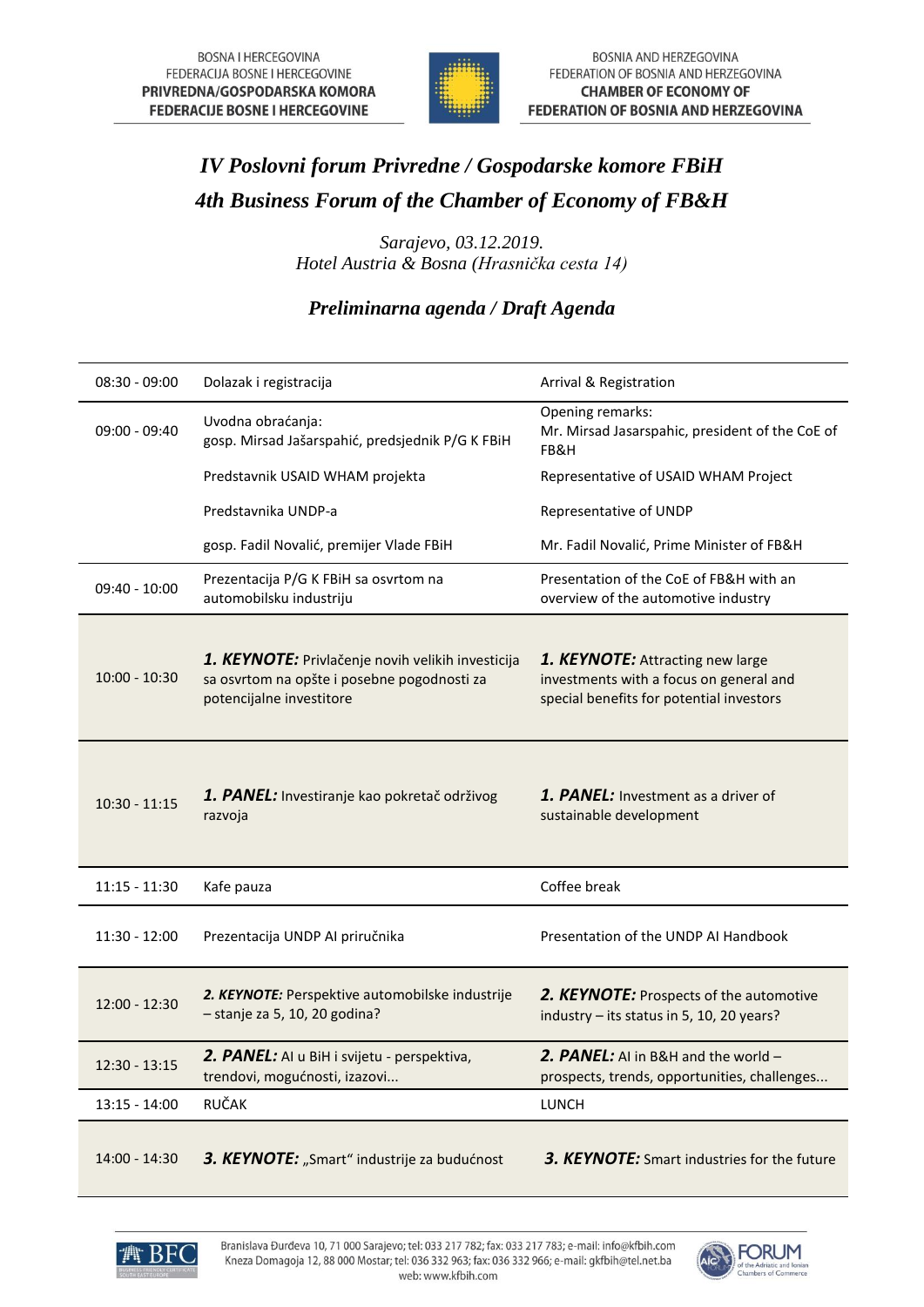BOSNA I HERCEGOVINA
FEDERACIJA BOSNE I HERCEGOVINE
**PRIVREDNA/GOSPODARSKA KOMORA FEDERACIJE BOSNE I HERCEGOVINE**

BOSNIA AND HERZEGOVINA
FEDERATION OF BOSNIA AND HERZEGOVINA
**CHAMBER OF ECONOMY OF FEDERATION OF BOSNIA AND HERZEGOVINA**

# *IV Poslovni forum Privredne / Gospodarske komore FBiH*
# *4th Business Forum of the Chamber of Economy of FB&H*

*Sarajevo, 03.12.2019.*
*Hotel Austria & Bosna (Hrasnička cesta 14)*

## *Preliminarna agenda / Draft Agenda*

| | | |
|---|---|---|
| 08:30 - 09:00 | Dolazak i registracija | Arrival & Registration |
| 09:00 - 09:40 | Uvodna obraćanja: gosp. Mirsad Jašarspahić, predsjednik P/G K FBiH | Opening remarks: Mr. Mirsad Jasarspahic, president of the CoE of FB&H |
| | Predstavnik USAID WHAM projekta | Representative of USAID WHAM Project |
| | Predstavnika UNDP-a | Representative of UNDP |
| | gosp. Fadil Novalić, premijer Vlade FBiH | Mr. Fadil Novalić, Prime Minister of FB&H |
| 09:40 - 10:00 | Prezentacija P/G K FBiH sa osvrtom na automobilsku industriju | Presentation of the CoE of FB&H with an overview of the automotive industry |
| 10:00 - 10:30 | ***1. KEYNOTE:*** Privlačenje novih velikih investicija sa osvrtom na opšte i posebne pogodnosti za potencijalne investitore | ***1. KEYNOTE:*** Attracting new large investments with a focus on general and special benefits for potential investors |
| 10:30 - 11:15 | ***1. PANEL:*** Investiranje kao pokretač održivog razvoja | ***1. PANEL:*** Investment as a driver of sustainable development |
| 11:15 - 11:30 | Kafe pauza | Coffee break |
| 11:30 - 12:00 | Prezentacija UNDP AI priručnika | Presentation of the UNDP AI Handbook |
| 12:00 - 12:30 | ***2. KEYNOTE:*** Perspektive automobilske industrije – stanje za 5, 10, 20 godina? | ***2. KEYNOTE:*** Prospects of the automotive industry – its status in 5, 10, 20 years? |
| 12:30 - 13:15 | ***2. PANEL:*** AI u BiH i svijetu - perspektiva, trendovi, mogućnosti, izazovi... | ***2. PANEL:*** AI in B&H and the world – prospects, trends, opportunities, challenges... |
| 13:15 - 14:00 | RUČAK | LUNCH |
| 14:00 - 14:30 | ***3. KEYNOTE:*** „Smart" industrije za budućnost | ***3. KEYNOTE:*** Smart industries for the future |

Branislava Đurđeva 10, 71 000 Sarajevo; tel: 033 217 782; fax: 033 217 783; e-mail: info@kfbih.com
Kneza Domagoja 12, 88 000 Mostar; tel: 036 332 963; fax: 036 332 966; e-mail: gkfbih@tel.net.ba
web: www.kfbih.com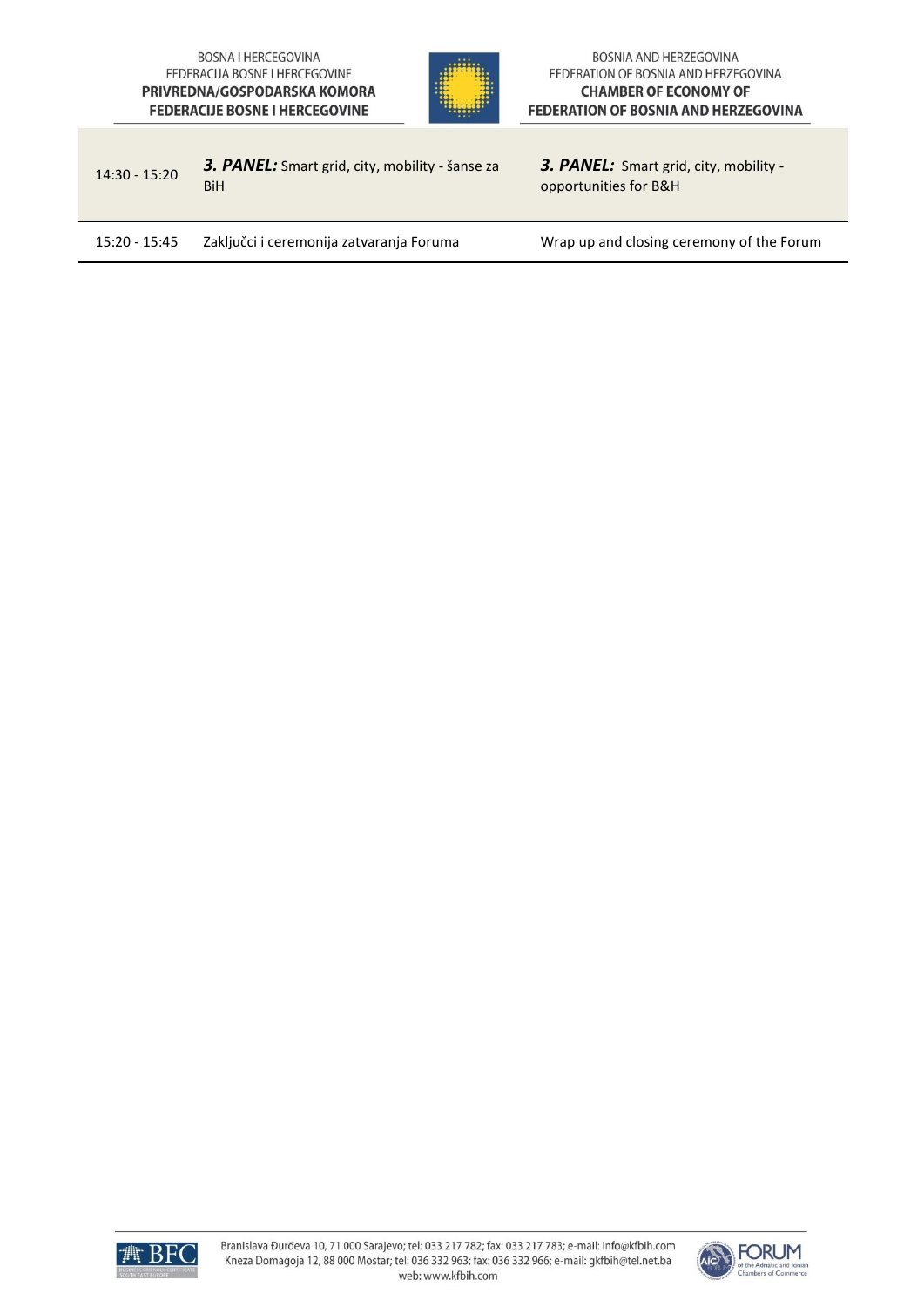| | | |
|---|---|---|
| 14:30 - 15:20 | ***3. PANEL:*** Smart grid, city, mobility - šanse za BiH | ***3. PANEL:*** Smart grid, city, mobility - opportunities for B&H |
| 15:20 - 15:45 | Zaključci i ceremonija zatvaranja Foruma | Wrap up and closing ceremony of the Forum |